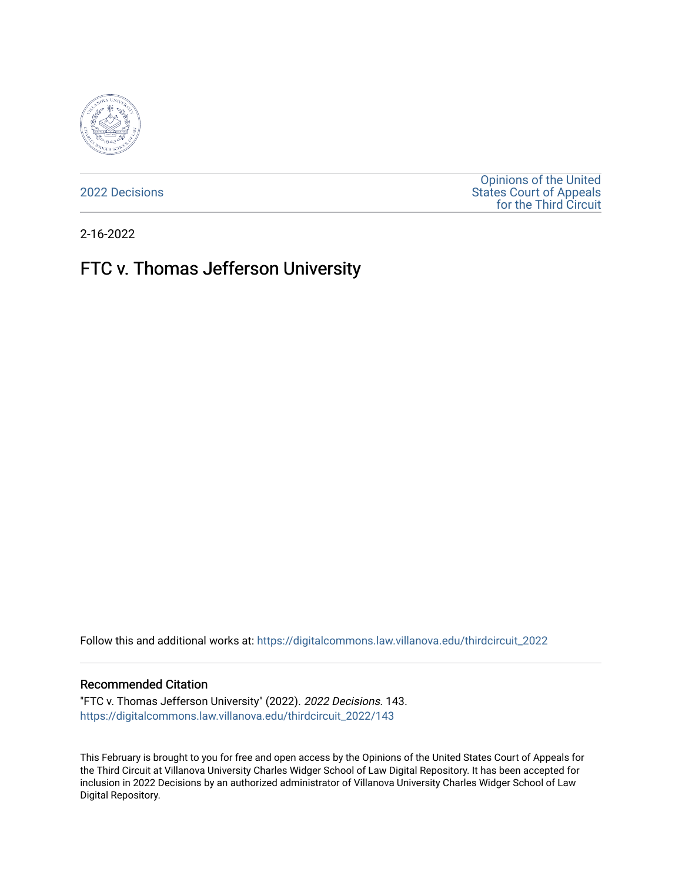2022 Decisions

Opinions of the United States Court of Appeals for the Third Circuit

2-16-2022

# FTC v. Thomas Jefferson University

Follow this and additional works at: https://digitalcommons.law.villanova.edu/thirdcircuit_2022

## Recommended Citation

"FTC v. Thomas Jefferson University" (2022). *2022 Decisions*. 143.
https://digitalcommons.law.villanova.edu/thirdcircuit_2022/143

This February is brought to you for free and open access by the Opinions of the United States Court of Appeals for the Third Circuit at Villanova University Charles Widger School of Law Digital Repository. It has been accepted for inclusion in 2022 Decisions by an authorized administrator of Villanova University Charles Widger School of Law Digital Repository.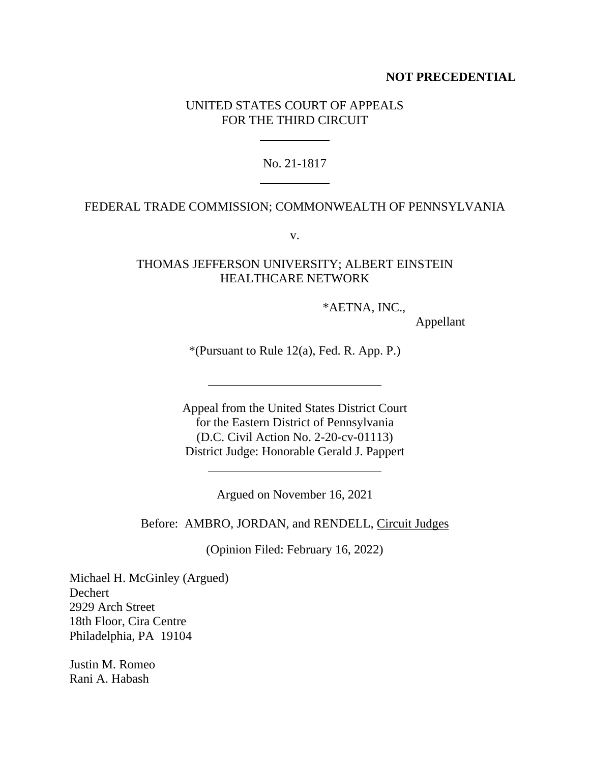**NOT PRECEDENTIAL**

UNITED STATES COURT OF APPEALS
FOR THE THIRD CIRCUIT

---

No. 21-1817

---

FEDERAL TRADE COMMISSION; COMMONWEALTH OF PENNSYLVANIA

v.

THOMAS JEFFERSON UNIVERSITY; ALBERT EINSTEIN HEALTHCARE NETWORK

*AETNA, INC.,
Appellant

*(Pursuant to Rule 12(a), Fed. R. App. P.)

---

Appeal from the United States District Court
for the Eastern District of Pennsylvania
(D.C. Civil Action No. 2-20-cv-01113)
District Judge: Honorable Gerald J. Pappert

---

Argued on November 16, 2021

Before: AMBRO, JORDAN, and RENDELL, Circuit Judges

(Opinion Filed: February 16, 2022)

Michael H. McGinley (Argued)
Dechert
2929 Arch Street
18th Floor, Cira Centre
Philadelphia, PA 19104

Justin M. Romeo
Rani A. Habash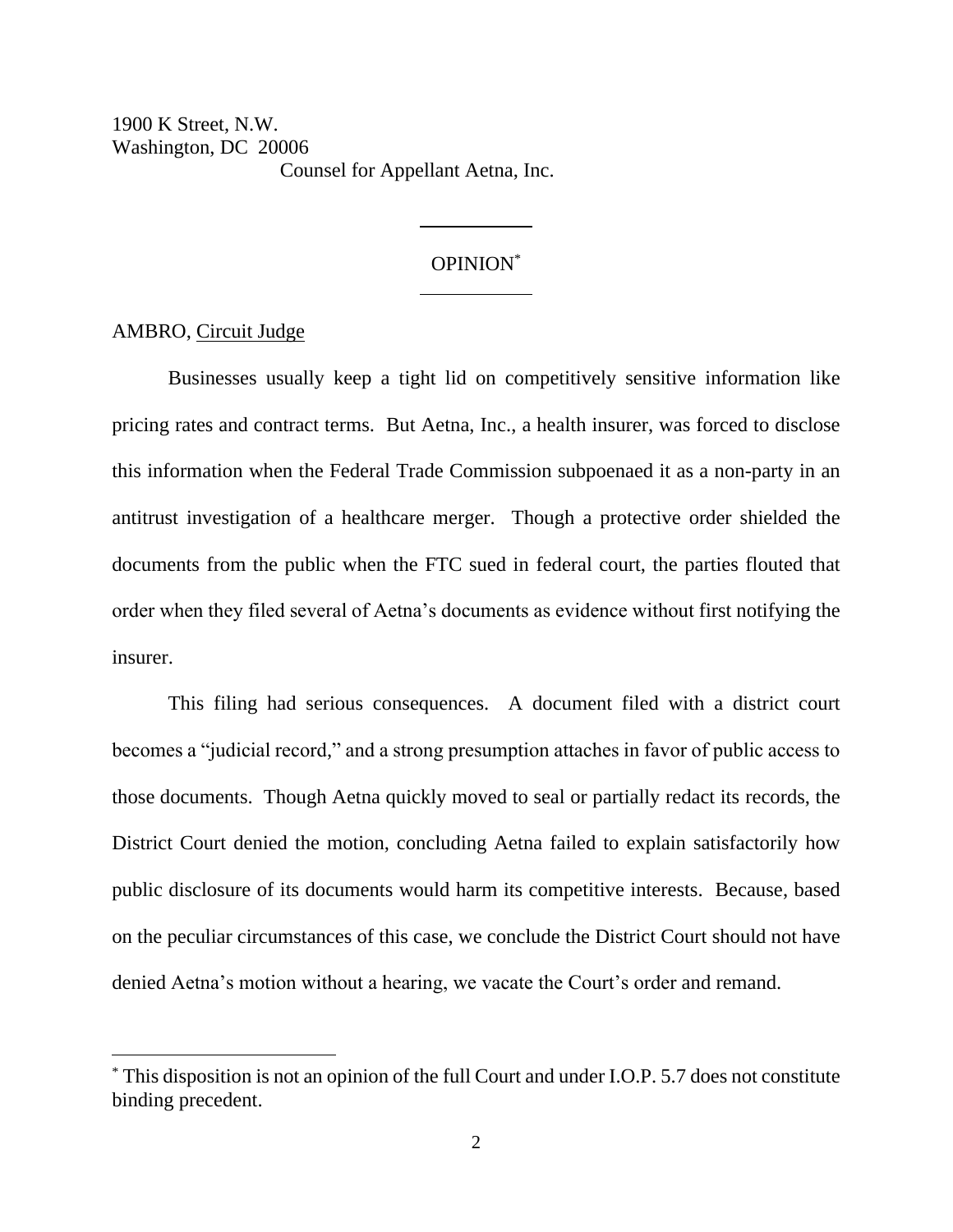1900 K Street, N.W.
Washington, DC 20006
Counsel for Appellant Aetna, Inc.

---

OPINION*

---

AMBRO, Circuit Judge

Businesses usually keep a tight lid on competitively sensitive information like pricing rates and contract terms. But Aetna, Inc., a health insurer, was forced to disclose this information when the Federal Trade Commission subpoenaed it as a non-party in an antitrust investigation of a healthcare merger. Though a protective order shielded the documents from the public when the FTC sued in federal court, the parties flouted that order when they filed several of Aetna's documents as evidence without first notifying the insurer.

This filing had serious consequences. A document filed with a district court becomes a "judicial record," and a strong presumption attaches in favor of public access to those documents. Though Aetna quickly moved to seal or partially redact its records, the District Court denied the motion, concluding Aetna failed to explain satisfactorily how public disclosure of its documents would harm its competitive interests. Because, based on the peculiar circumstances of this case, we conclude the District Court should not have denied Aetna's motion without a hearing, we vacate the Court's order and remand.

---

* This disposition is not an opinion of the full Court and under I.O.P. 5.7 does not constitute binding precedent.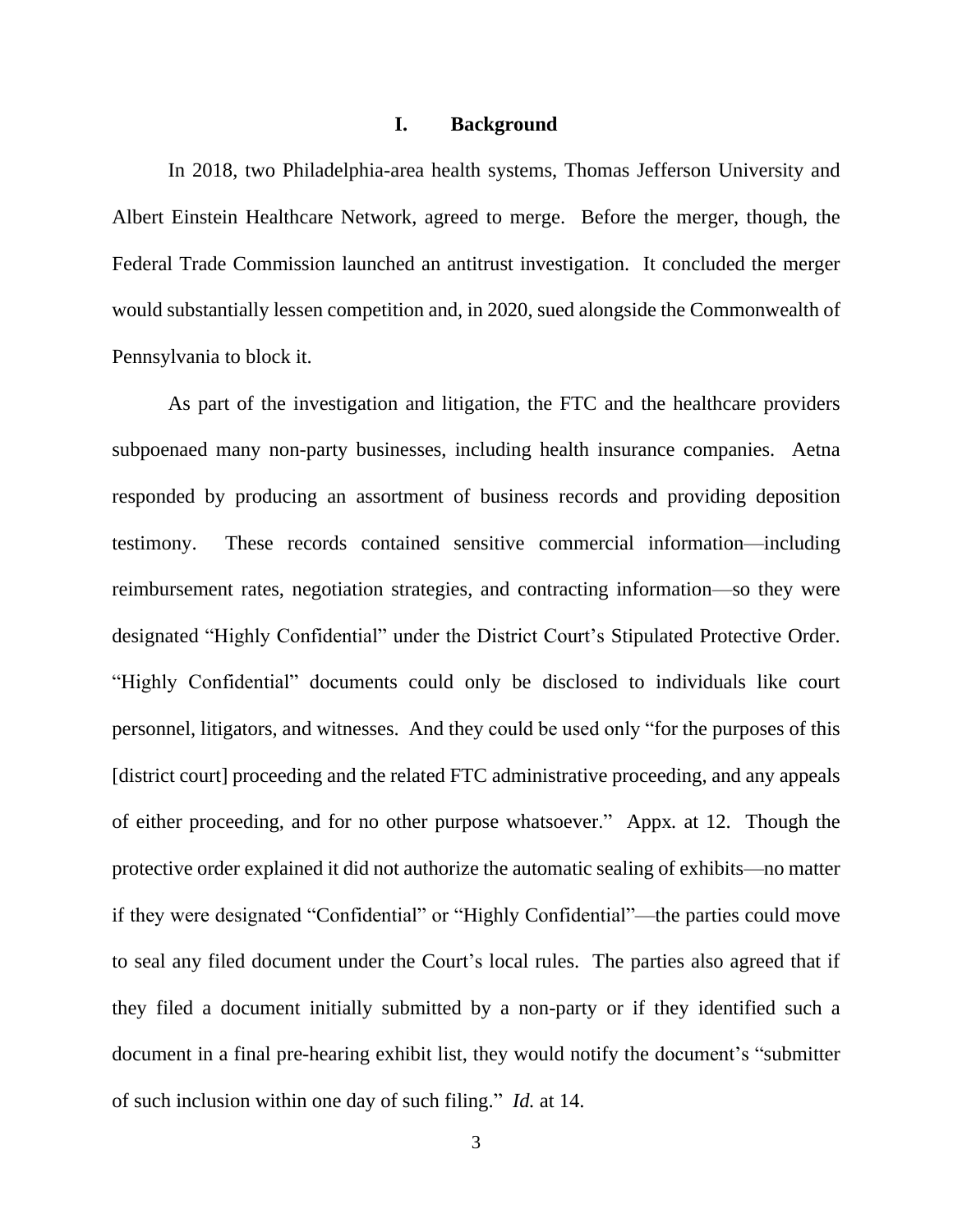## I. Background

In 2018, two Philadelphia-area health systems, Thomas Jefferson University and Albert Einstein Healthcare Network, agreed to merge. Before the merger, though, the Federal Trade Commission launched an antitrust investigation. It concluded the merger would substantially lessen competition and, in 2020, sued alongside the Commonwealth of Pennsylvania to block it.

As part of the investigation and litigation, the FTC and the healthcare providers subpoenaed many non-party businesses, including health insurance companies. Aetna responded by producing an assortment of business records and providing deposition testimony. These records contained sensitive commercial information—including reimbursement rates, negotiation strategies, and contracting information—so they were designated "Highly Confidential" under the District Court's Stipulated Protective Order. "Highly Confidential" documents could only be disclosed to individuals like court personnel, litigators, and witnesses. And they could be used only "for the purposes of this [district court] proceeding and the related FTC administrative proceeding, and any appeals of either proceeding, and for no other purpose whatsoever." Appx. at 12. Though the protective order explained it did not authorize the automatic sealing of exhibits—no matter if they were designated "Confidential" or "Highly Confidential"—the parties could move to seal any filed document under the Court's local rules. The parties also agreed that if they filed a document initially submitted by a non-party or if they identified such a document in a final pre-hearing exhibit list, they would notify the document's "submitter of such inclusion within one day of such filing." *Id.* at 14.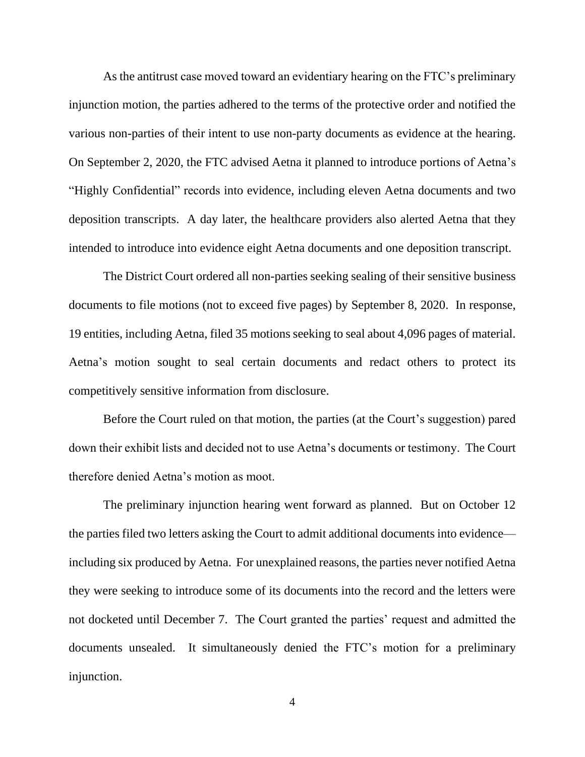As the antitrust case moved toward an evidentiary hearing on the FTC's preliminary injunction motion, the parties adhered to the terms of the protective order and notified the various non-parties of their intent to use non-party documents as evidence at the hearing. On September 2, 2020, the FTC advised Aetna it planned to introduce portions of Aetna's "Highly Confidential" records into evidence, including eleven Aetna documents and two deposition transcripts. A day later, the healthcare providers also alerted Aetna that they intended to introduce into evidence eight Aetna documents and one deposition transcript.

The District Court ordered all non-parties seeking sealing of their sensitive business documents to file motions (not to exceed five pages) by September 8, 2020. In response, 19 entities, including Aetna, filed 35 motions seeking to seal about 4,096 pages of material. Aetna's motion sought to seal certain documents and redact others to protect its competitively sensitive information from disclosure.

Before the Court ruled on that motion, the parties (at the Court's suggestion) pared down their exhibit lists and decided not to use Aetna's documents or testimony. The Court therefore denied Aetna's motion as moot.

The preliminary injunction hearing went forward as planned. But on October 12 the parties filed two letters asking the Court to admit additional documents into evidence—including six produced by Aetna. For unexplained reasons, the parties never notified Aetna they were seeking to introduce some of its documents into the record and the letters were not docketed until December 7. The Court granted the parties' request and admitted the documents unsealed. It simultaneously denied the FTC's motion for a preliminary injunction.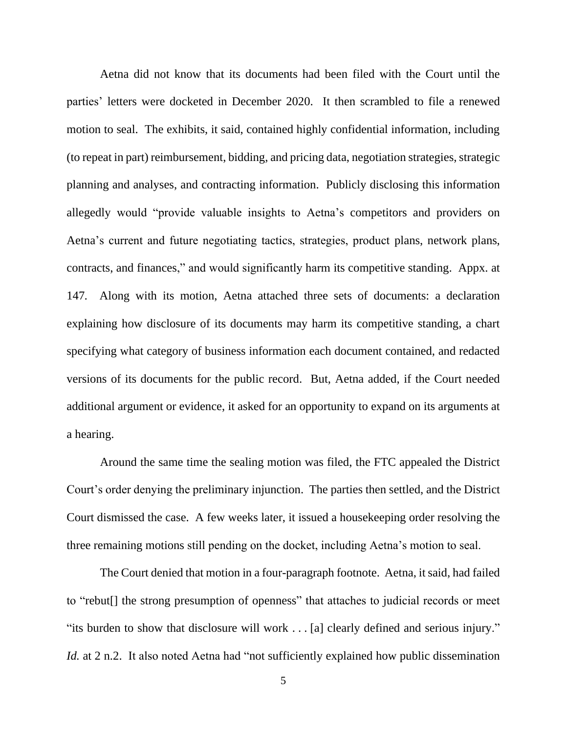Aetna did not know that its documents had been filed with the Court until the parties' letters were docketed in December 2020. It then scrambled to file a renewed motion to seal. The exhibits, it said, contained highly confidential information, including (to repeat in part) reimbursement, bidding, and pricing data, negotiation strategies, strategic planning and analyses, and contracting information. Publicly disclosing this information allegedly would "provide valuable insights to Aetna's competitors and providers on Aetna's current and future negotiating tactics, strategies, product plans, network plans, contracts, and finances," and would significantly harm its competitive standing. Appx. at 147. Along with its motion, Aetna attached three sets of documents: a declaration explaining how disclosure of its documents may harm its competitive standing, a chart specifying what category of business information each document contained, and redacted versions of its documents for the public record. But, Aetna added, if the Court needed additional argument or evidence, it asked for an opportunity to expand on its arguments at a hearing.

Around the same time the sealing motion was filed, the FTC appealed the District Court's order denying the preliminary injunction. The parties then settled, and the District Court dismissed the case. A few weeks later, it issued a housekeeping order resolving the three remaining motions still pending on the docket, including Aetna's motion to seal.

The Court denied that motion in a four-paragraph footnote. Aetna, it said, had failed to "rebut[] the strong presumption of openness" that attaches to judicial records or meet "its burden to show that disclosure will work . . . [a] clearly defined and serious injury." *Id.* at 2 n.2. It also noted Aetna had "not sufficiently explained how public dissemination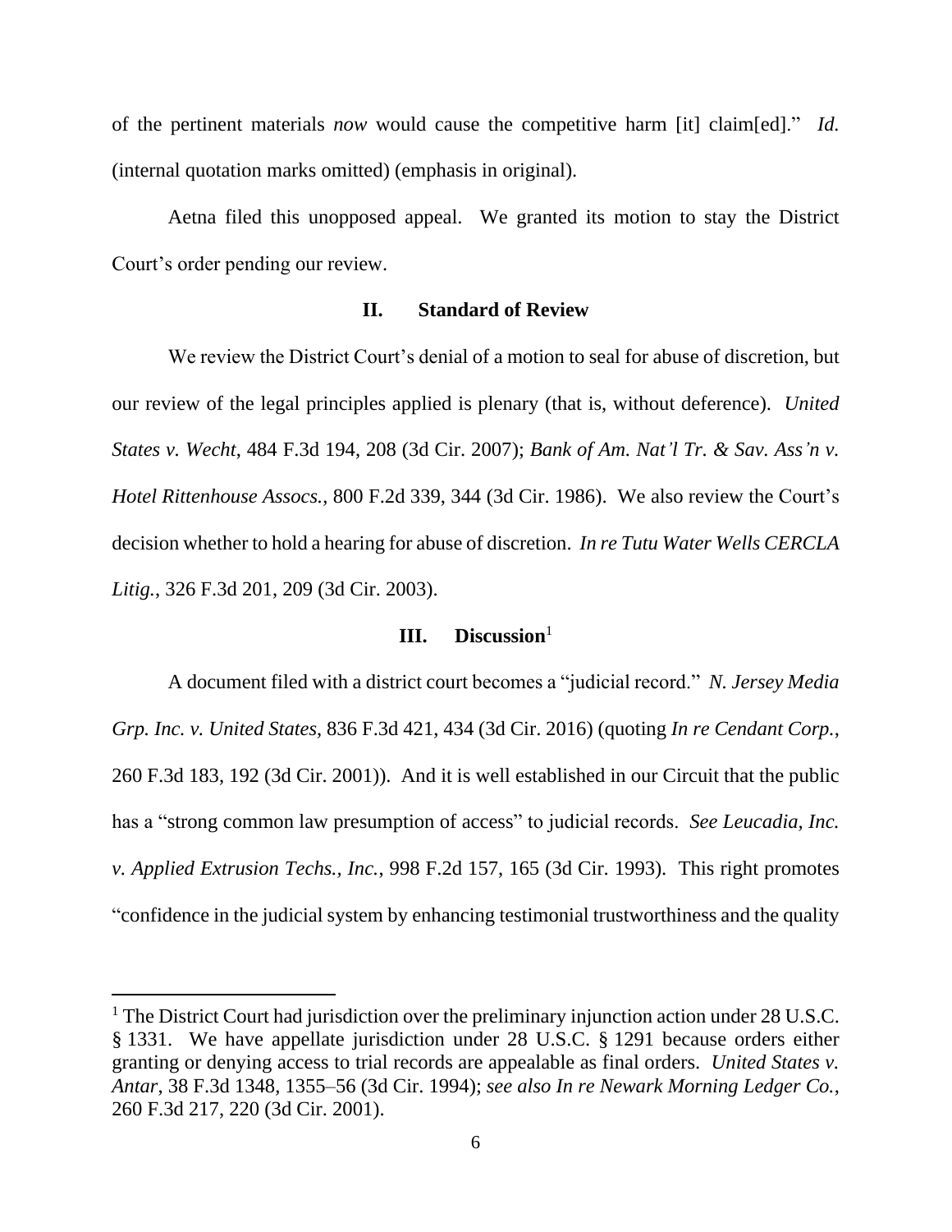of the pertinent materials *now* would cause the competitive harm [it] claim[ed]." *Id.* (internal quotation marks omitted) (emphasis in original).

Aetna filed this unopposed appeal. We granted its motion to stay the District Court's order pending our review.

## II. Standard of Review

We review the District Court's denial of a motion to seal for abuse of discretion, but our review of the legal principles applied is plenary (that is, without deference). *United States v. Wecht*, 484 F.3d 194, 208 (3d Cir. 2007); *Bank of Am. Nat'l Tr. & Sav. Ass'n v. Hotel Rittenhouse Assocs.*, 800 F.2d 339, 344 (3d Cir. 1986). We also review the Court's decision whether to hold a hearing for abuse of discretion. *In re Tutu Water Wells CERCLA Litig.*, 326 F.3d 201, 209 (3d Cir. 2003).

## III. Discussion[1]

A document filed with a district court becomes a "judicial record." *N. Jersey Media Grp. Inc. v. United States*, 836 F.3d 421, 434 (3d Cir. 2016) (quoting *In re Cendant Corp.*, 260 F.3d 183, 192 (3d Cir. 2001)). And it is well established in our Circuit that the public has a "strong common law presumption of access" to judicial records. *See Leucadia, Inc. v. Applied Extrusion Techs., Inc.*, 998 F.2d 157, 165 (3d Cir. 1993). This right promotes "confidence in the judicial system by enhancing testimonial trustworthiness and the quality

---

[1] The District Court had jurisdiction over the preliminary injunction action under 28 U.S.C. § 1331. We have appellate jurisdiction under 28 U.S.C. § 1291 because orders either granting or denying access to trial records are appealable as final orders. *United States v. Antar*, 38 F.3d 1348, 1355–56 (3d Cir. 1994); *see also In re Newark Morning Ledger Co.*, 260 F.3d 217, 220 (3d Cir. 2001).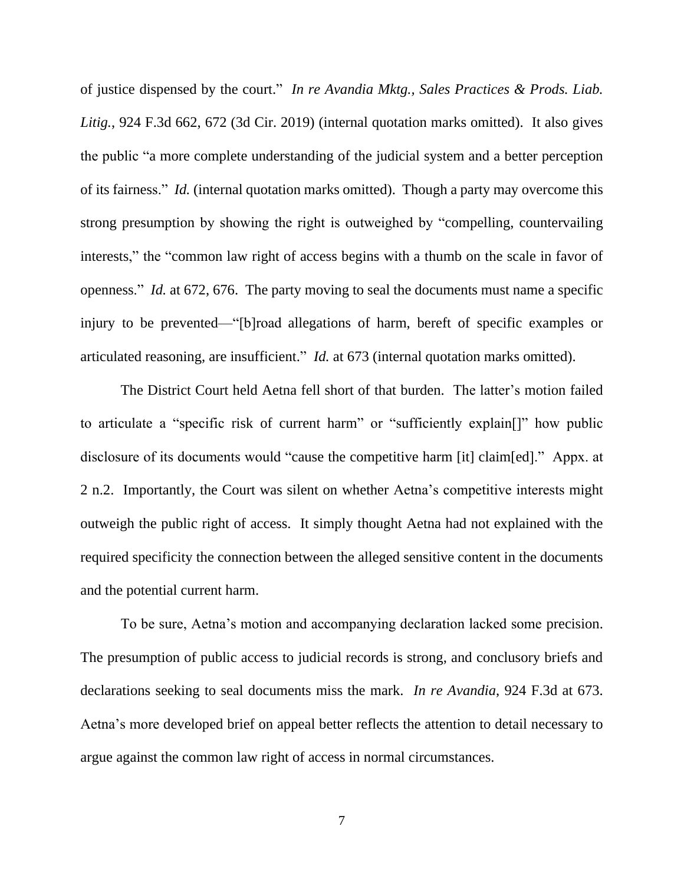of justice dispensed by the court." *In re Avandia Mktg., Sales Practices & Prods. Liab. Litig.*, 924 F.3d 662, 672 (3d Cir. 2019) (internal quotation marks omitted). It also gives the public "a more complete understanding of the judicial system and a better perception of its fairness." *Id.* (internal quotation marks omitted). Though a party may overcome this strong presumption by showing the right is outweighed by "compelling, countervailing interests," the "common law right of access begins with a thumb on the scale in favor of openness." *Id.* at 672, 676. The party moving to seal the documents must name a specific injury to be prevented—"[b]road allegations of harm, bereft of specific examples or articulated reasoning, are insufficient." *Id.* at 673 (internal quotation marks omitted).

The District Court held Aetna fell short of that burden. The latter's motion failed to articulate a "specific risk of current harm" or "sufficiently explain[]" how public disclosure of its documents would "cause the competitive harm [it] claim[ed]." Appx. at 2 n.2. Importantly, the Court was silent on whether Aetna's competitive interests might outweigh the public right of access. It simply thought Aetna had not explained with the required specificity the connection between the alleged sensitive content in the documents and the potential current harm.

To be sure, Aetna's motion and accompanying declaration lacked some precision. The presumption of public access to judicial records is strong, and conclusory briefs and declarations seeking to seal documents miss the mark. *In re Avandia*, 924 F.3d at 673. Aetna's more developed brief on appeal better reflects the attention to detail necessary to argue against the common law right of access in normal circumstances.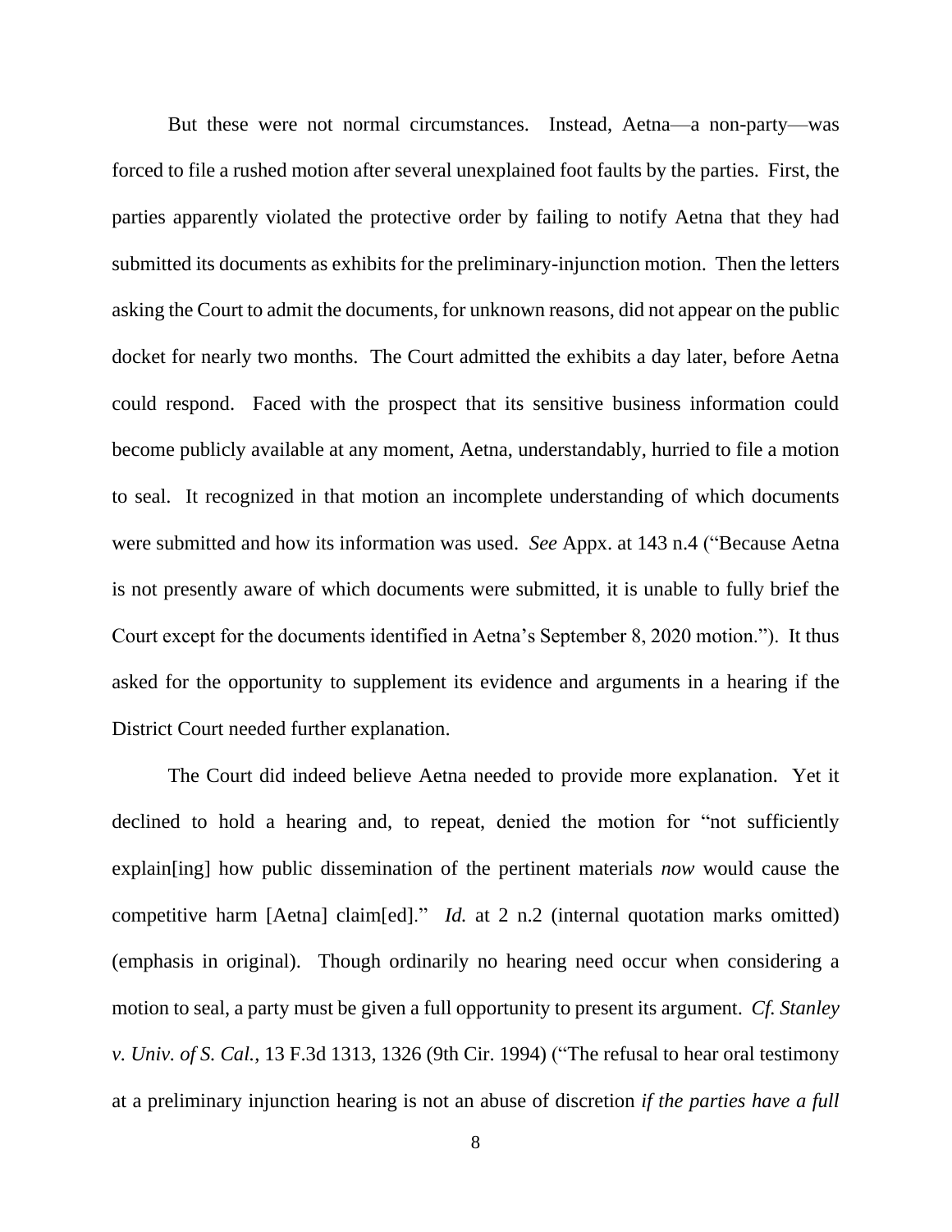But these were not normal circumstances. Instead, Aetna—a non-party—was forced to file a rushed motion after several unexplained foot faults by the parties. First, the parties apparently violated the protective order by failing to notify Aetna that they had submitted its documents as exhibits for the preliminary-injunction motion. Then the letters asking the Court to admit the documents, for unknown reasons, did not appear on the public docket for nearly two months. The Court admitted the exhibits a day later, before Aetna could respond. Faced with the prospect that its sensitive business information could become publicly available at any moment, Aetna, understandably, hurried to file a motion to seal. It recognized in that motion an incomplete understanding of which documents were submitted and how its information was used. *See* Appx. at 143 n.4 ("Because Aetna is not presently aware of which documents were submitted, it is unable to fully brief the Court except for the documents identified in Aetna's September 8, 2020 motion."). It thus asked for the opportunity to supplement its evidence and arguments in a hearing if the District Court needed further explanation.

The Court did indeed believe Aetna needed to provide more explanation. Yet it declined to hold a hearing and, to repeat, denied the motion for "not sufficiently explain[ing] how public dissemination of the pertinent materials *now* would cause the competitive harm [Aetna] claim[ed]." *Id.* at 2 n.2 (internal quotation marks omitted) (emphasis in original). Though ordinarily no hearing need occur when considering a motion to seal, a party must be given a full opportunity to present its argument. *Cf. Stanley v. Univ. of S. Cal.*, 13 F.3d 1313, 1326 (9th Cir. 1994) ("The refusal to hear oral testimony at a preliminary injunction hearing is not an abuse of discretion *if the parties have a full*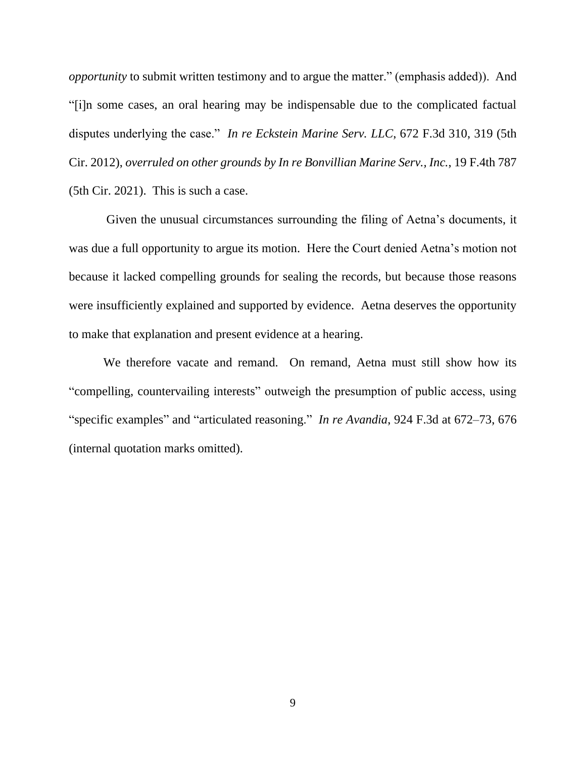*opportunity* to submit written testimony and to argue the matter." (emphasis added)). And "[i]n some cases, an oral hearing may be indispensable due to the complicated factual disputes underlying the case." *In re Eckstein Marine Serv. LLC*, 672 F.3d 310, 319 (5th Cir. 2012), *overruled on other grounds by In re Bonvillian Marine Serv., Inc.*, 19 F.4th 787 (5th Cir. 2021). This is such a case.

Given the unusual circumstances surrounding the filing of Aetna's documents, it was due a full opportunity to argue its motion. Here the Court denied Aetna's motion not because it lacked compelling grounds for sealing the records, but because those reasons were insufficiently explained and supported by evidence. Aetna deserves the opportunity to make that explanation and present evidence at a hearing.

We therefore vacate and remand. On remand, Aetna must still show how its "compelling, countervailing interests" outweigh the presumption of public access, using "specific examples" and "articulated reasoning." *In re Avandia*, 924 F.3d at 672–73, 676 (internal quotation marks omitted).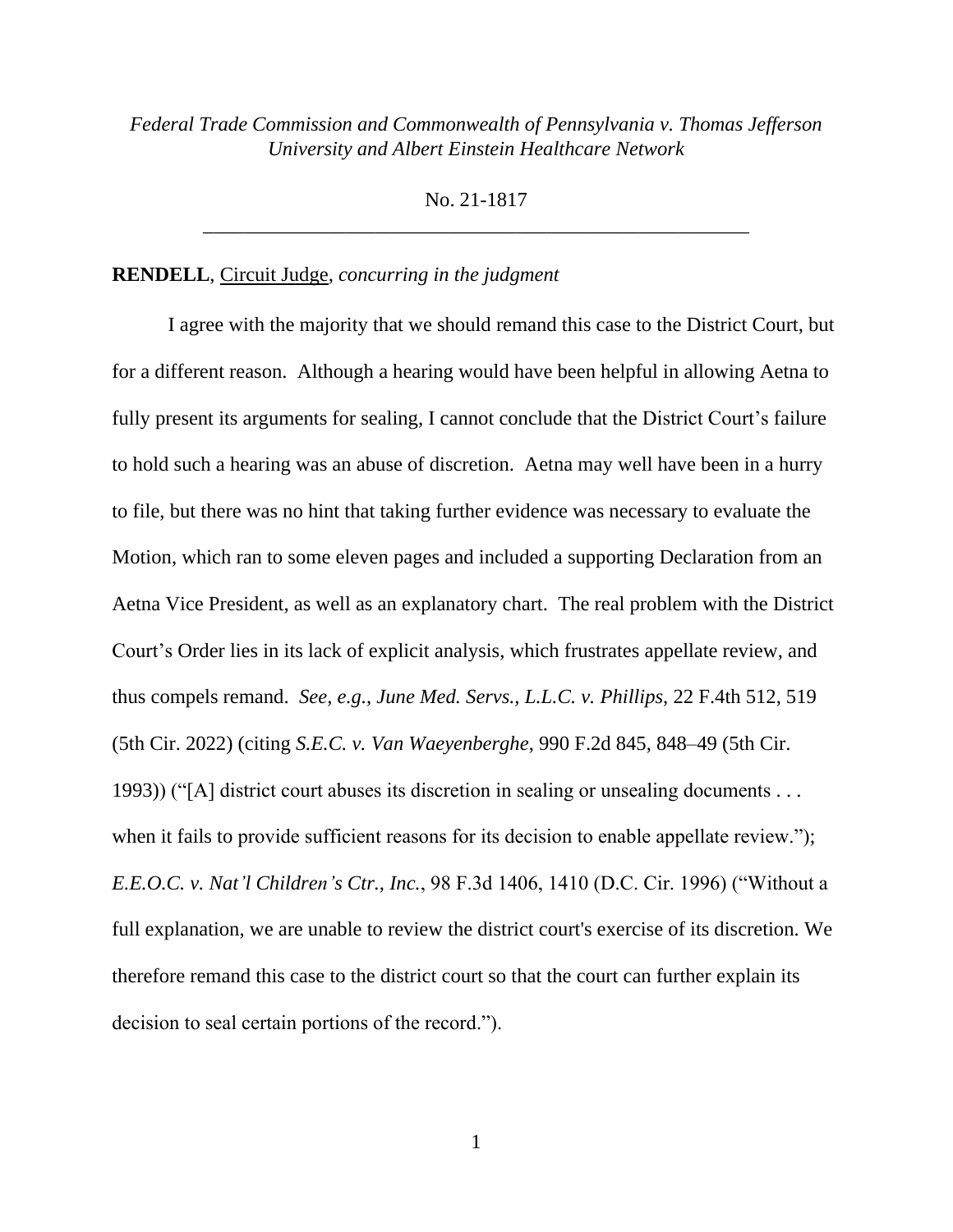*Federal Trade Commission and Commonwealth of Pennsylvania v. Thomas Jefferson University and Albert Einstein Healthcare Network*

No. 21-1817

---

**RENDELL**, Circuit Judge, *concurring in the judgment*

I agree with the majority that we should remand this case to the District Court, but for a different reason. Although a hearing would have been helpful in allowing Aetna to fully present its arguments for sealing, I cannot conclude that the District Court's failure to hold such a hearing was an abuse of discretion. Aetna may well have been in a hurry to file, but there was no hint that taking further evidence was necessary to evaluate the Motion, which ran to some eleven pages and included a supporting Declaration from an Aetna Vice President, as well as an explanatory chart. The real problem with the District Court's Order lies in its lack of explicit analysis, which frustrates appellate review, and thus compels remand. *See, e.g.*, *June Med. Servs., L.L.C. v. Phillips*, 22 F.4th 512, 519 (5th Cir. 2022) (citing *S.E.C. v. Van Waeyenberghe*, 990 F.2d 845, 848–49 (5th Cir. 1993)) ("[A] district court abuses its discretion in sealing or unsealing documents . . . when it fails to provide sufficient reasons for its decision to enable appellate review."); *E.E.O.C. v. Nat'l Children's Ctr., Inc.*, 98 F.3d 1406, 1410 (D.C. Cir. 1996) ("Without a full explanation, we are unable to review the district court's exercise of its discretion. We therefore remand this case to the district court so that the court can further explain its decision to seal certain portions of the record.").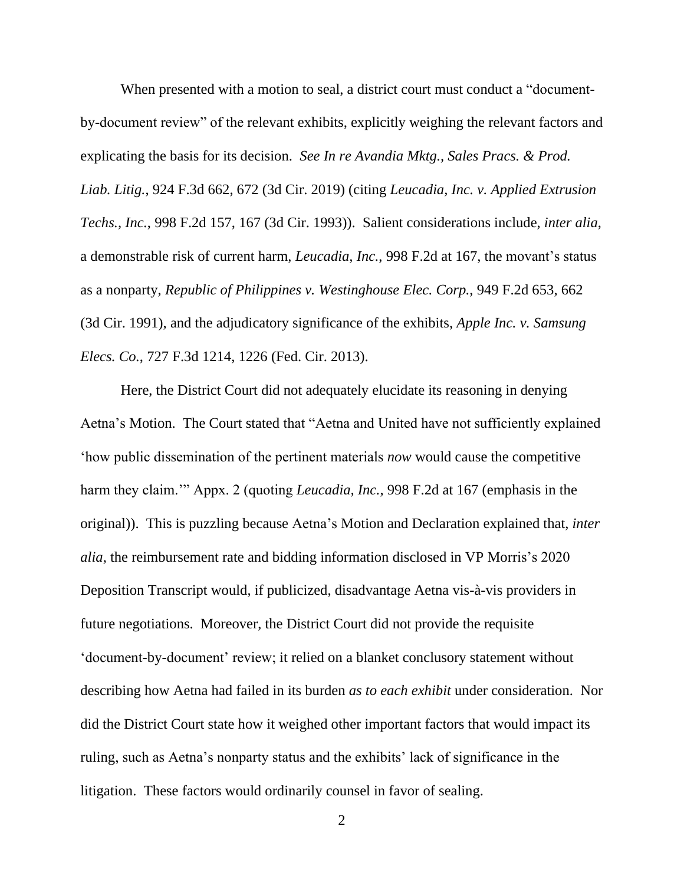When presented with a motion to seal, a district court must conduct a "document-by-document review" of the relevant exhibits, explicitly weighing the relevant factors and explicating the basis for its decision. *See In re Avandia Mktg., Sales Pracs. & Prod. Liab. Litig.*, 924 F.3d 662, 672 (3d Cir. 2019) (citing *Leucadia, Inc. v. Applied Extrusion Techs., Inc.*, 998 F.2d 157, 167 (3d Cir. 1993)). Salient considerations include, *inter alia*, a demonstrable risk of current harm, *Leucadia, Inc.*, 998 F.2d at 167, the movant's status as a nonparty, *Republic of Philippines v. Westinghouse Elec. Corp.*, 949 F.2d 653, 662 (3d Cir. 1991), and the adjudicatory significance of the exhibits, *Apple Inc. v. Samsung Elecs. Co.*, 727 F.3d 1214, 1226 (Fed. Cir. 2013).

Here, the District Court did not adequately elucidate its reasoning in denying Aetna's Motion. The Court stated that "Aetna and United have not sufficiently explained 'how public dissemination of the pertinent materials *now* would cause the competitive harm they claim.'" Appx. 2 (quoting *Leucadia, Inc.*, 998 F.2d at 167 (emphasis in the original)). This is puzzling because Aetna's Motion and Declaration explained that, *inter alia*, the reimbursement rate and bidding information disclosed in VP Morris's 2020 Deposition Transcript would, if publicized, disadvantage Aetna vis-à-vis providers in future negotiations. Moreover, the District Court did not provide the requisite 'document-by-document' review; it relied on a blanket conclusory statement without describing how Aetna had failed in its burden *as to each exhibit* under consideration. Nor did the District Court state how it weighed other important factors that would impact its ruling, such as Aetna's nonparty status and the exhibits' lack of significance in the litigation. These factors would ordinarily counsel in favor of sealing.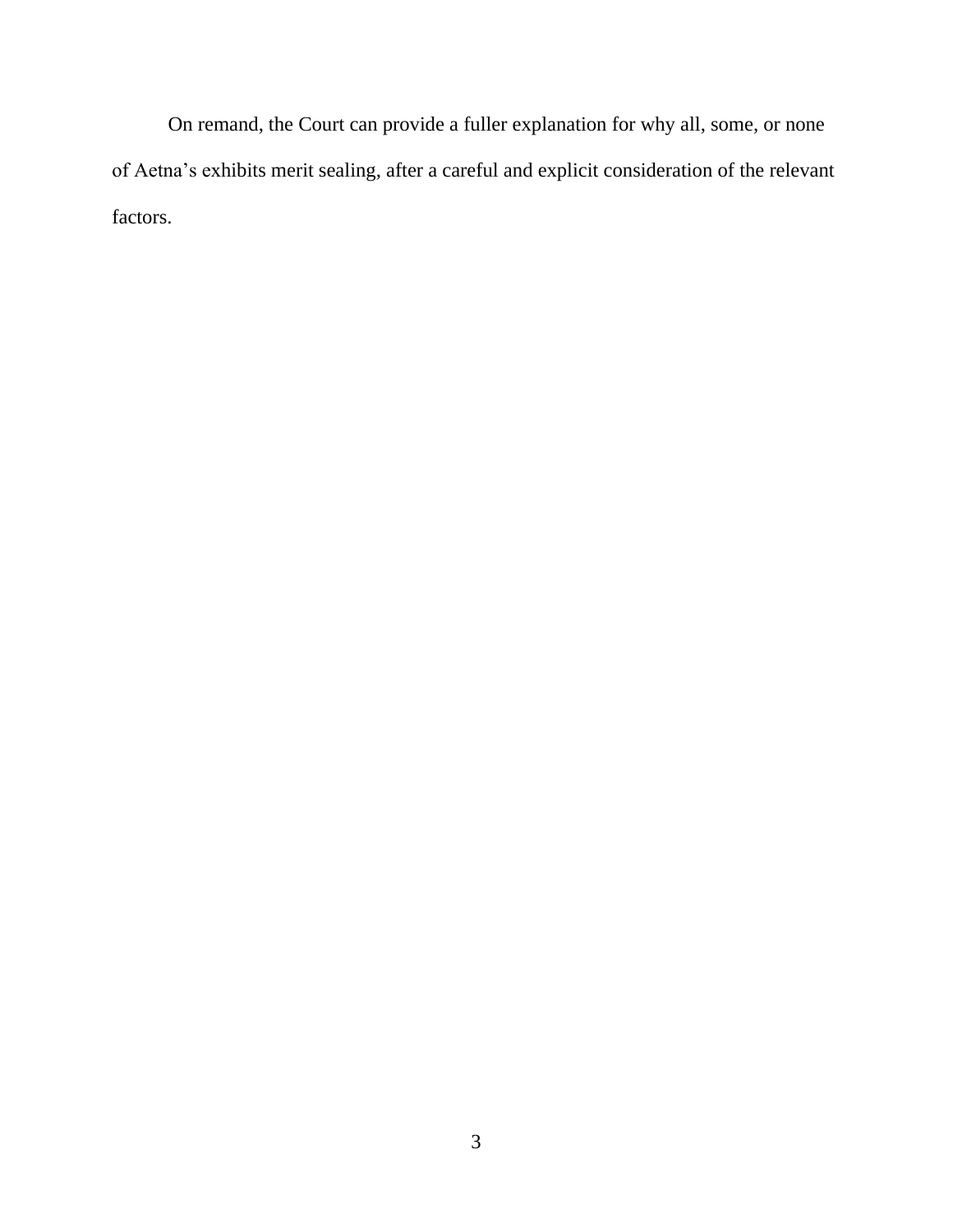On remand, the Court can provide a fuller explanation for why all, some, or none of Aetna's exhibits merit sealing, after a careful and explicit consideration of the relevant factors.